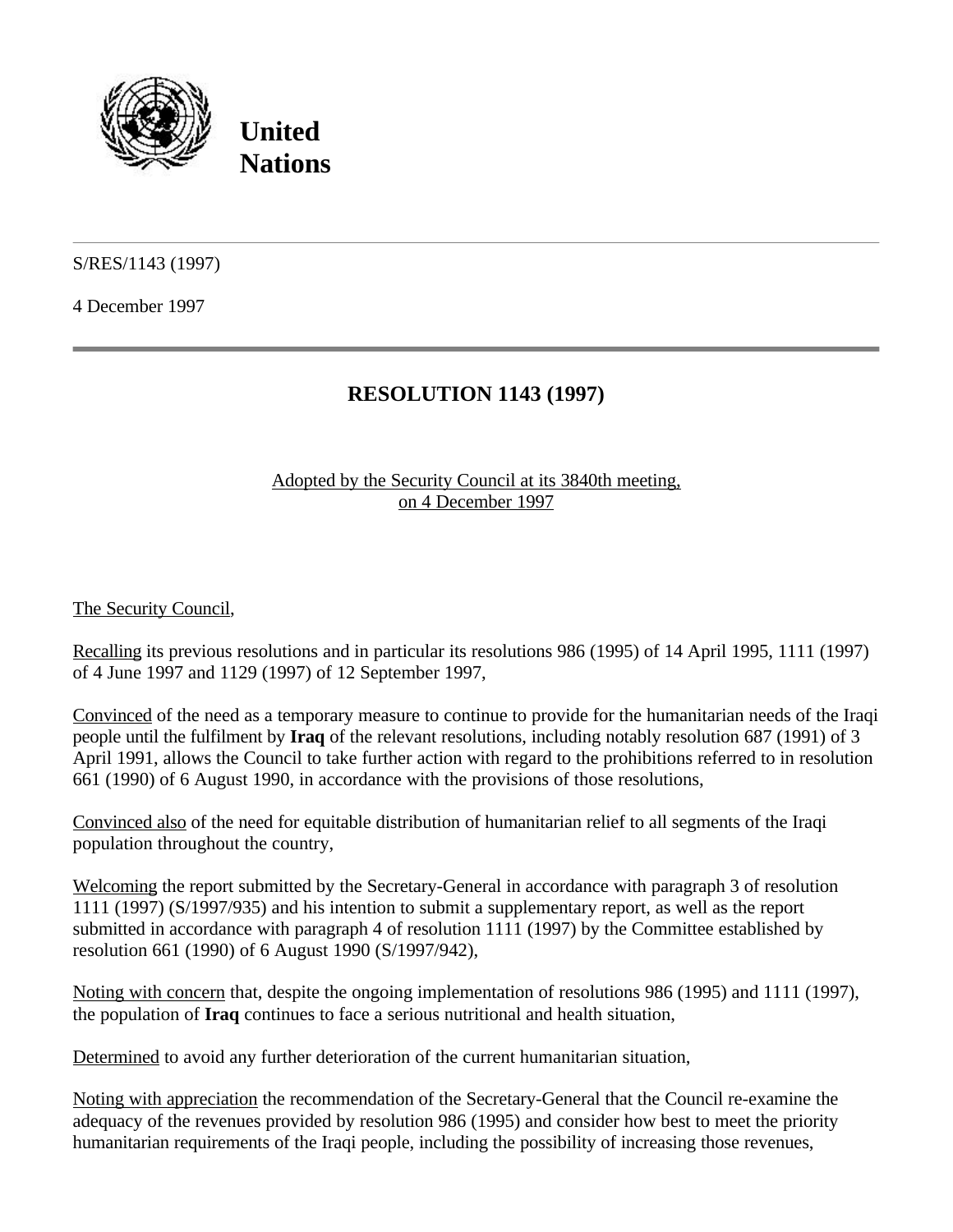**United Nations**

S/RES/1143 (1997)

4 December 1997

# RESOLUTION 1143 (1997)

Adopted by the Security Council at its 3840th meeting, on 4 December 1997

The Security Council,

Recalling its previous resolutions and in particular its resolutions 986 (1995) of 14 April 1995, 1111 (1997) of 4 June 1997 and 1129 (1997) of 12 September 1997,

Convinced of the need as a temporary measure to continue to provide for the humanitarian needs of the Iraqi people until the fulfilment by **Iraq** of the relevant resolutions, including notably resolution 687 (1991) of 3 April 1991, allows the Council to take further action with regard to the prohibitions referred to in resolution 661 (1990) of 6 August 1990, in accordance with the provisions of those resolutions,

Convinced also of the need for equitable distribution of humanitarian relief to all segments of the Iraqi population throughout the country,

Welcoming the report submitted by the Secretary-General in accordance with paragraph 3 of resolution 1111 (1997) (S/1997/935) and his intention to submit a supplementary report, as well as the report submitted in accordance with paragraph 4 of resolution 1111 (1997) by the Committee established by resolution 661 (1990) of 6 August 1990 (S/1997/942),

Noting with concern that, despite the ongoing implementation of resolutions 986 (1995) and 1111 (1997), the population of **Iraq** continues to face a serious nutritional and health situation,

Determined to avoid any further deterioration of the current humanitarian situation,

Noting with appreciation the recommendation of the Secretary-General that the Council re-examine the adequacy of the revenues provided by resolution 986 (1995) and consider how best to meet the priority humanitarian requirements of the Iraqi people, including the possibility of increasing those revenues,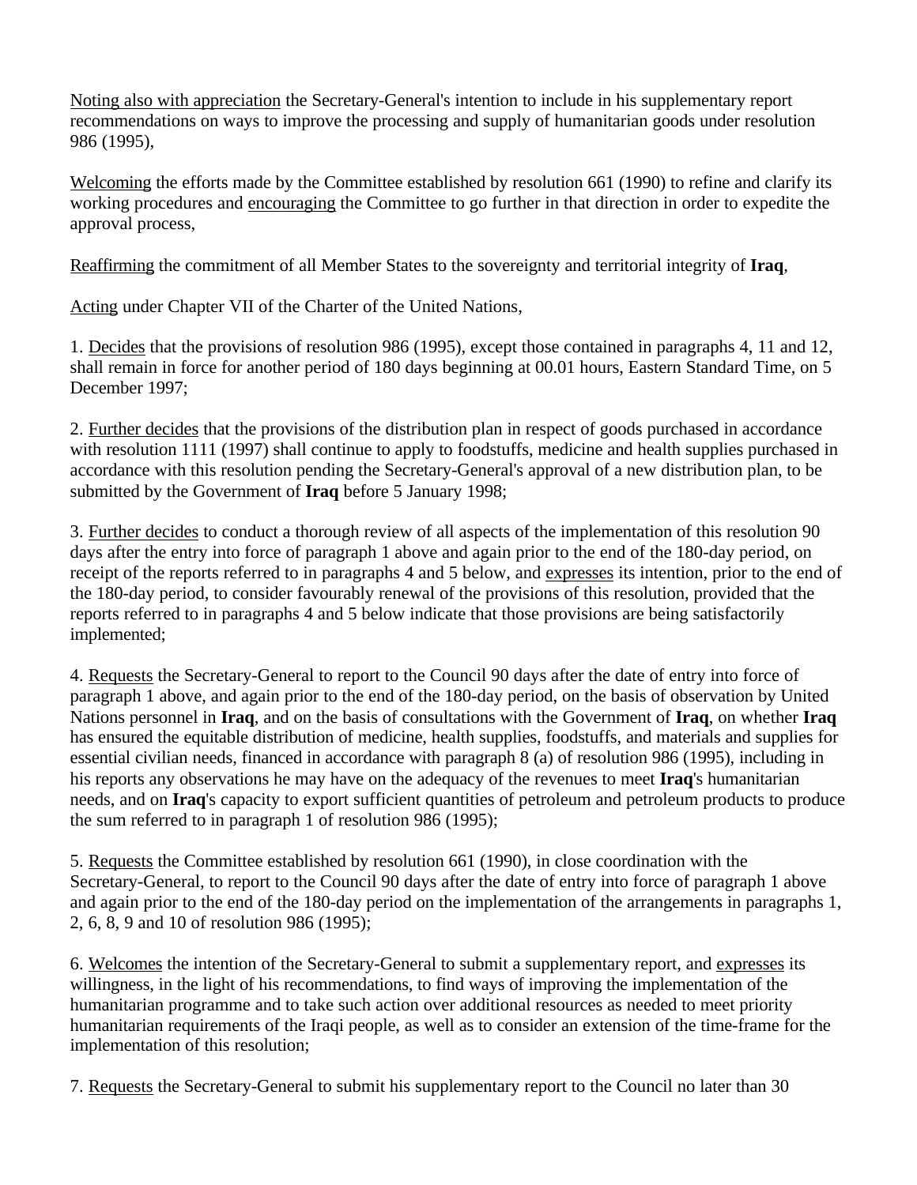Noting also with appreciation the Secretary-General's intention to include in his supplementary report recommendations on ways to improve the processing and supply of humanitarian goods under resolution 986 (1995),

Welcoming the efforts made by the Committee established by resolution 661 (1990) to refine and clarify its working procedures and encouraging the Committee to go further in that direction in order to expedite the approval process,

Reaffirming the commitment of all Member States to the sovereignty and territorial integrity of **Iraq**,

Acting under Chapter VII of the Charter of the United Nations,

1. Decides that the provisions of resolution 986 (1995), except those contained in paragraphs 4, 11 and 12, shall remain in force for another period of 180 days beginning at 00.01 hours, Eastern Standard Time, on 5 December 1997;

2. Further decides that the provisions of the distribution plan in respect of goods purchased in accordance with resolution 1111 (1997) shall continue to apply to foodstuffs, medicine and health supplies purchased in accordance with this resolution pending the Secretary-General's approval of a new distribution plan, to be submitted by the Government of **Iraq** before 5 January 1998;

3. Further decides to conduct a thorough review of all aspects of the implementation of this resolution 90 days after the entry into force of paragraph 1 above and again prior to the end of the 180-day period, on receipt of the reports referred to in paragraphs 4 and 5 below, and expresses its intention, prior to the end of the 180-day period, to consider favourably renewal of the provisions of this resolution, provided that the reports referred to in paragraphs 4 and 5 below indicate that those provisions are being satisfactorily implemented;

4. Requests the Secretary-General to report to the Council 90 days after the date of entry into force of paragraph 1 above, and again prior to the end of the 180-day period, on the basis of observation by United Nations personnel in **Iraq**, and on the basis of consultations with the Government of **Iraq**, on whether **Iraq** has ensured the equitable distribution of medicine, health supplies, foodstuffs, and materials and supplies for essential civilian needs, financed in accordance with paragraph 8 (a) of resolution 986 (1995), including in his reports any observations he may have on the adequacy of the revenues to meet **Iraq**'s humanitarian needs, and on **Iraq**'s capacity to export sufficient quantities of petroleum and petroleum products to produce the sum referred to in paragraph 1 of resolution 986 (1995);

5. Requests the Committee established by resolution 661 (1990), in close coordination with the Secretary-General, to report to the Council 90 days after the date of entry into force of paragraph 1 above and again prior to the end of the 180-day period on the implementation of the arrangements in paragraphs 1, 2, 6, 8, 9 and 10 of resolution 986 (1995);

6. Welcomes the intention of the Secretary-General to submit a supplementary report, and expresses its willingness, in the light of his recommendations, to find ways of improving the implementation of the humanitarian programme and to take such action over additional resources as needed to meet priority humanitarian requirements of the Iraqi people, as well as to consider an extension of the time-frame for the implementation of this resolution;

7. Requests the Secretary-General to submit his supplementary report to the Council no later than 30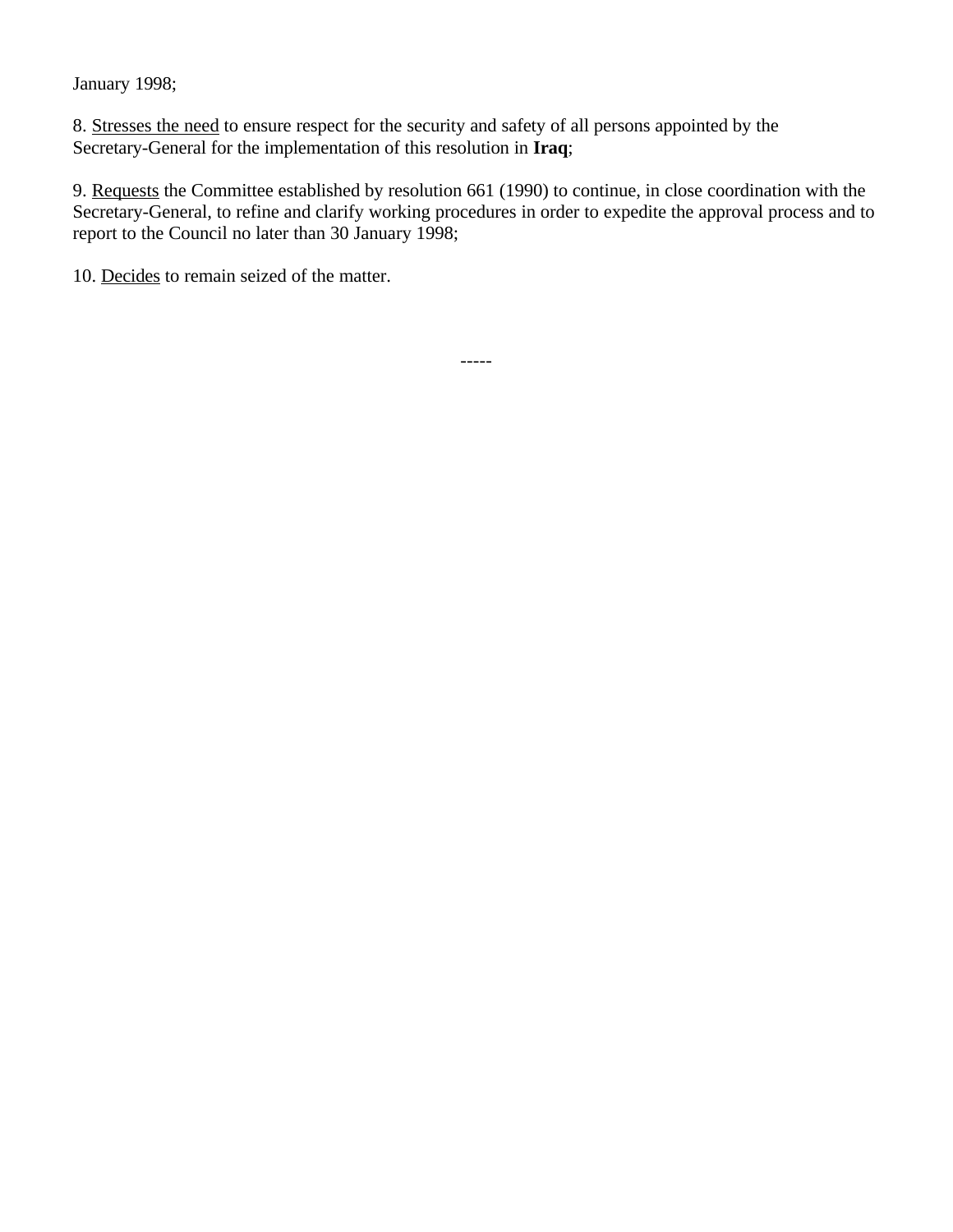January 1998;

8. Stresses the need to ensure respect for the security and safety of all persons appointed by the Secretary-General for the implementation of this resolution in **Iraq**;

9. Requests the Committee established by resolution 661 (1990) to continue, in close coordination with the Secretary-General, to refine and clarify working procedures in order to expedite the approval process and to report to the Council no later than 30 January 1998;

10. Decides to remain seized of the matter.

-----